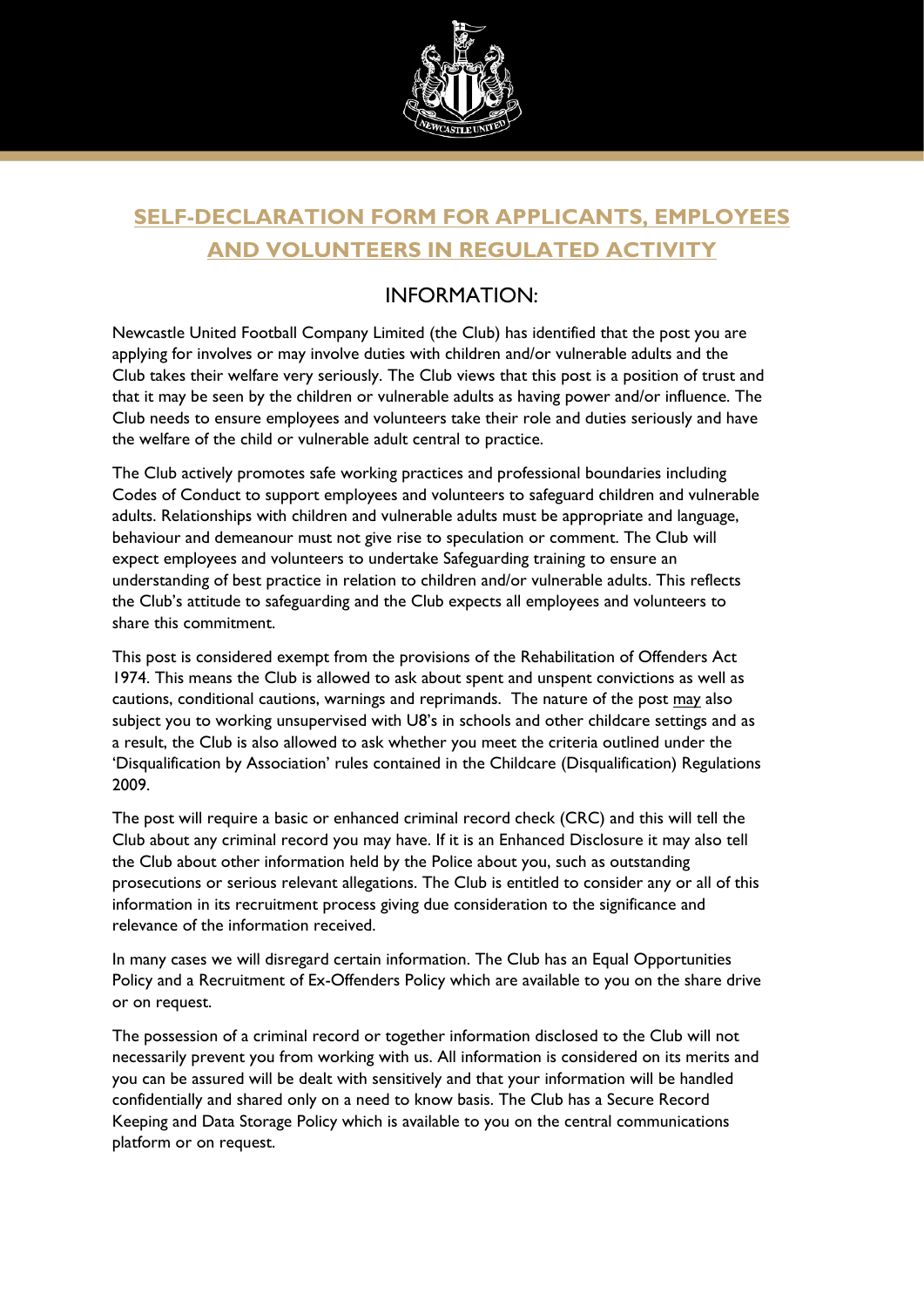# SELF-DECLARATION FORM FOR APPLICANTS, EMPLOYEES AND VOLUNTEERS IN REGULATED ACTIVITY

## INFORMATION:

Newcastle United Football Company Limited (the Club) has identified that the post you are applying for involves or may involve duties with children and/or vulnerable adults and the Club takes their welfare very seriously. The Club views that this post is a position of trust and that it may be seen by the children or vulnerable adults as having power and/or influence. The Club needs to ensure employees and volunteers take their role and duties seriously and have the welfare of the child or vulnerable adult central to practice.

The Club actively promotes safe working practices and professional boundaries including Codes of Conduct to support employees and volunteers to safeguard children and vulnerable adults. Relationships with children and vulnerable adults must be appropriate and language, behaviour and demeanour must not give rise to speculation or comment. The Club will expect employees and volunteers to undertake Safeguarding training to ensure an understanding of best practice in relation to children and/or vulnerable adults. This reflects the Club's attitude to safeguarding and the Club expects all employees and volunteers to share this commitment.

This post is considered exempt from the provisions of the Rehabilitation of Offenders Act 1974. This means the Club is allowed to ask about spent and unspent convictions as well as cautions, conditional cautions, warnings and reprimands. The nature of the post may also subject you to working unsupervised with U8's in schools and other childcare settings and as a result, the Club is also allowed to ask whether you meet the criteria outlined under the 'Disqualification by Association' rules contained in the Childcare (Disqualification) Regulations 2009.

The post will require a basic or enhanced criminal record check (CRC) and this will tell the Club about any criminal record you may have. If it is an Enhanced Disclosure it may also tell the Club about other information held by the Police about you, such as outstanding prosecutions or serious relevant allegations. The Club is entitled to consider any or all of this information in its recruitment process giving due consideration to the significance and relevance of the information received.

In many cases we will disregard certain information. The Club has an Equal Opportunities Policy and a Recruitment of Ex-Offenders Policy which are available to you on the share drive or on request.

The possession of a criminal record or together information disclosed to the Club will not necessarily prevent you from working with us. All information is considered on its merits and you can be assured will be dealt with sensitively and that your information will be handled confidentially and shared only on a need to know basis. The Club has a Secure Record Keeping and Data Storage Policy which is available to you on the central communications platform or on request.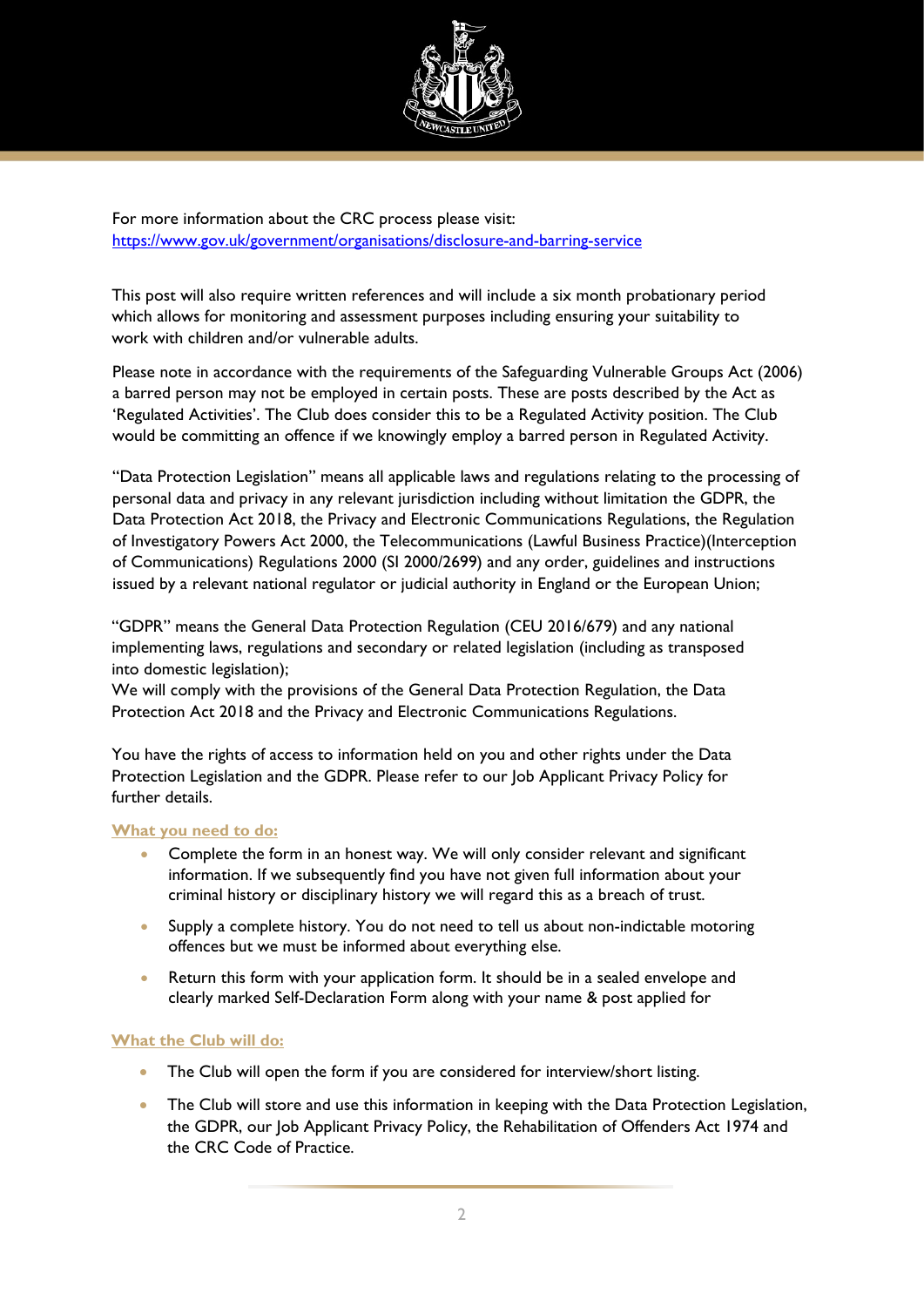For more information about the CRC process please visit:
[https://www.gov.uk/government/organisations/disclosure-and-barring-service](https://www.gov.uk/government/organisations/disclosure-and-barring-service)

This post will also require written references and will include a six month probationary period which allows for monitoring and assessment purposes including ensuring your suitability to work with children and/or vulnerable adults.

Please note in accordance with the requirements of the Safeguarding Vulnerable Groups Act (2006) a barred person may not be employed in certain posts. These are posts described by the Act as 'Regulated Activities'. The Club does consider this to be a Regulated Activity position. The Club would be committing an offence if we knowingly employ a barred person in Regulated Activity.

"Data Protection Legislation" means all applicable laws and regulations relating to the processing of personal data and privacy in any relevant jurisdiction including without limitation the GDPR, the Data Protection Act 2018, the Privacy and Electronic Communications Regulations, the Regulation of Investigatory Powers Act 2000, the Telecommunications (Lawful Business Practice)(Interception of Communications) Regulations 2000 (SI 2000/2699) and any order, guidelines and instructions issued by a relevant national regulator or judicial authority in England or the European Union;

"GDPR" means the General Data Protection Regulation (CEU 2016/679) and any national implementing laws, regulations and secondary or related legislation (including as transposed into domestic legislation);
We will comply with the provisions of the General Data Protection Regulation, the Data Protection Act 2018 and the Privacy and Electronic Communications Regulations.

You have the rights of access to information held on you and other rights under the Data Protection Legislation and the GDPR. Please refer to our Job Applicant Privacy Policy for further details.

**What you need to do:**

- Complete the form in an honest way. We will only consider relevant and significant information. If we subsequently find you have not given full information about your criminal history or disciplinary history we will regard this as a breach of trust.
- Supply a complete history. You do not need to tell us about non-indictable motoring offences but we must be informed about everything else.
- Return this form with your application form. It should be in a sealed envelope and clearly marked Self-Declaration Form along with your name & post applied for

**What the Club will do:**

- The Club will open the form if you are considered for interview/short listing.
- The Club will store and use this information in keeping with the Data Protection Legislation, the GDPR, our Job Applicant Privacy Policy, the Rehabilitation of Offenders Act 1974 and the CRC Code of Practice.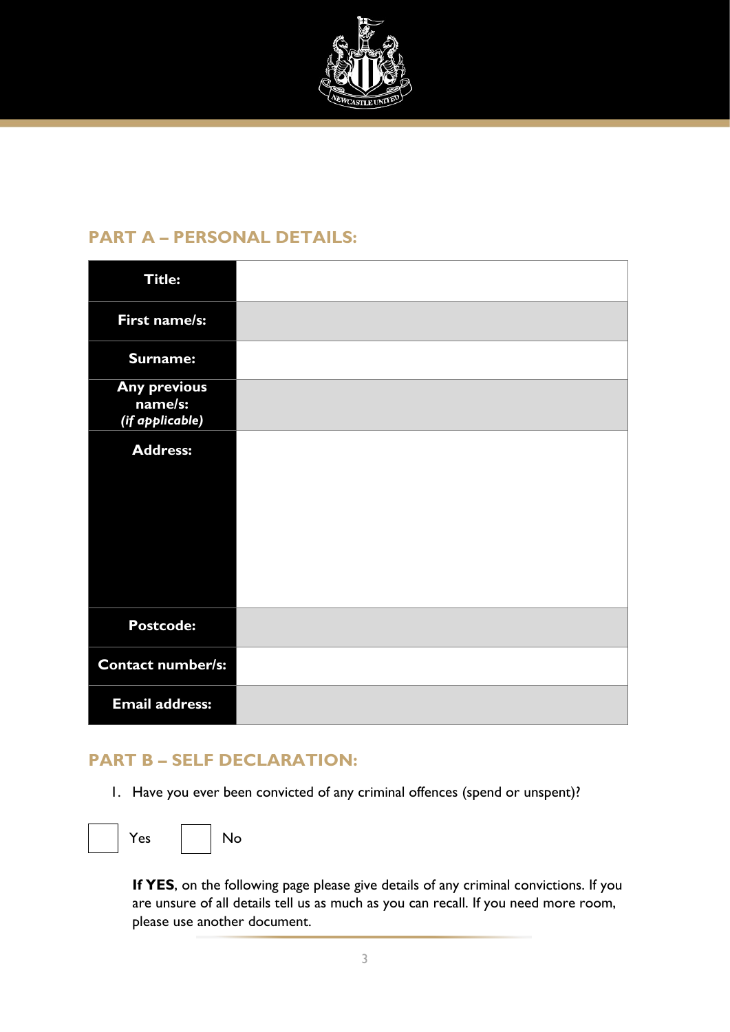## PART A – PERSONAL DETAILS:

| | |
|---|---|
| **Title:** | |
| **First name/s:** | |
| **Surname:** | |
| **Any previous name/s:** *(if applicable)* | |
| **Address:** | |
| **Postcode:** | |
| **Contact number/s:** | |
| **Email address:** | |

## PART B – SELF DECLARATION:

1. Have you ever been convicted of any criminal offences (spend or unspent)?

☐ Yes ☐ No

**If YES**, on the following page please give details of any criminal convictions. If you are unsure of all details tell us as much as you can recall. If you need more room, please use another document.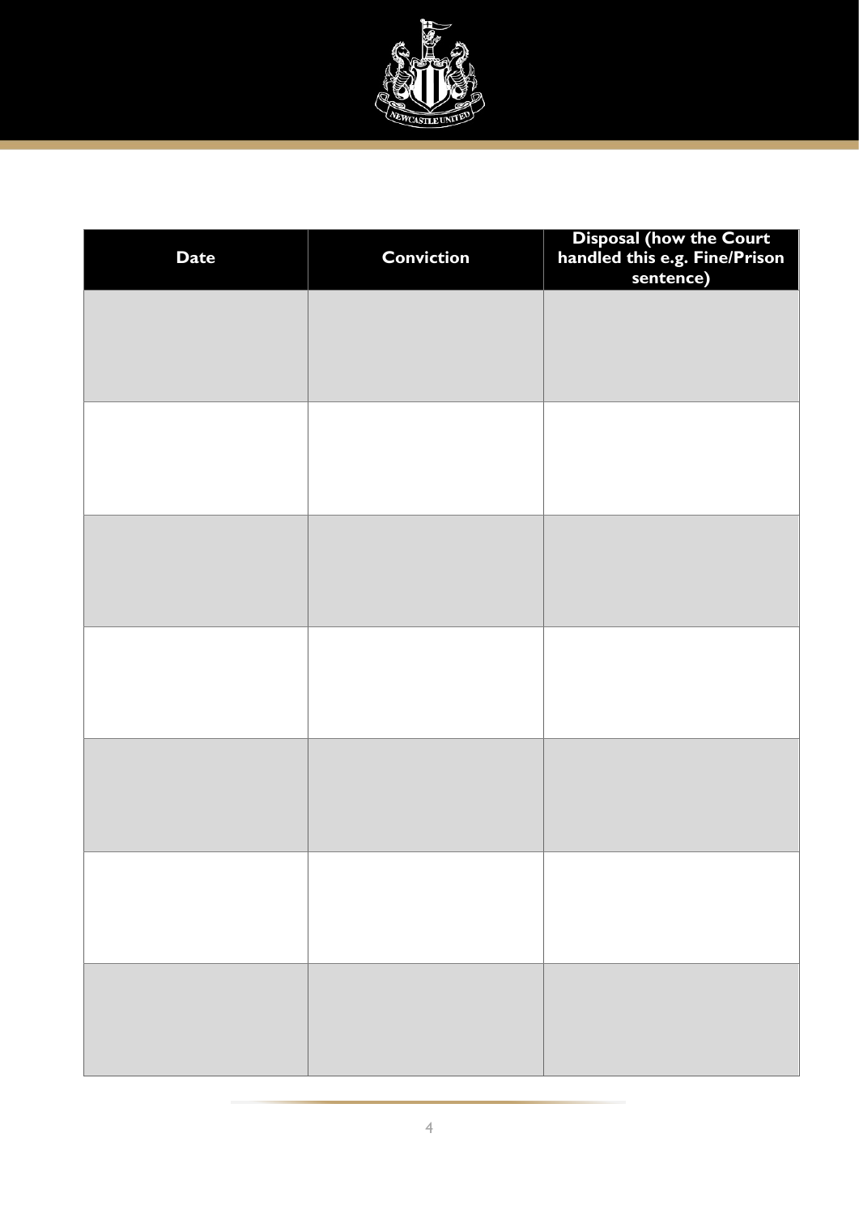| Date | Conviction | Disposal (how the Court handled this e.g. Fine/Prison sentence) |
| --- | --- | --- |
| | | |
| | | |
| | | |
| | | |
| | | |
| | | |
| | | |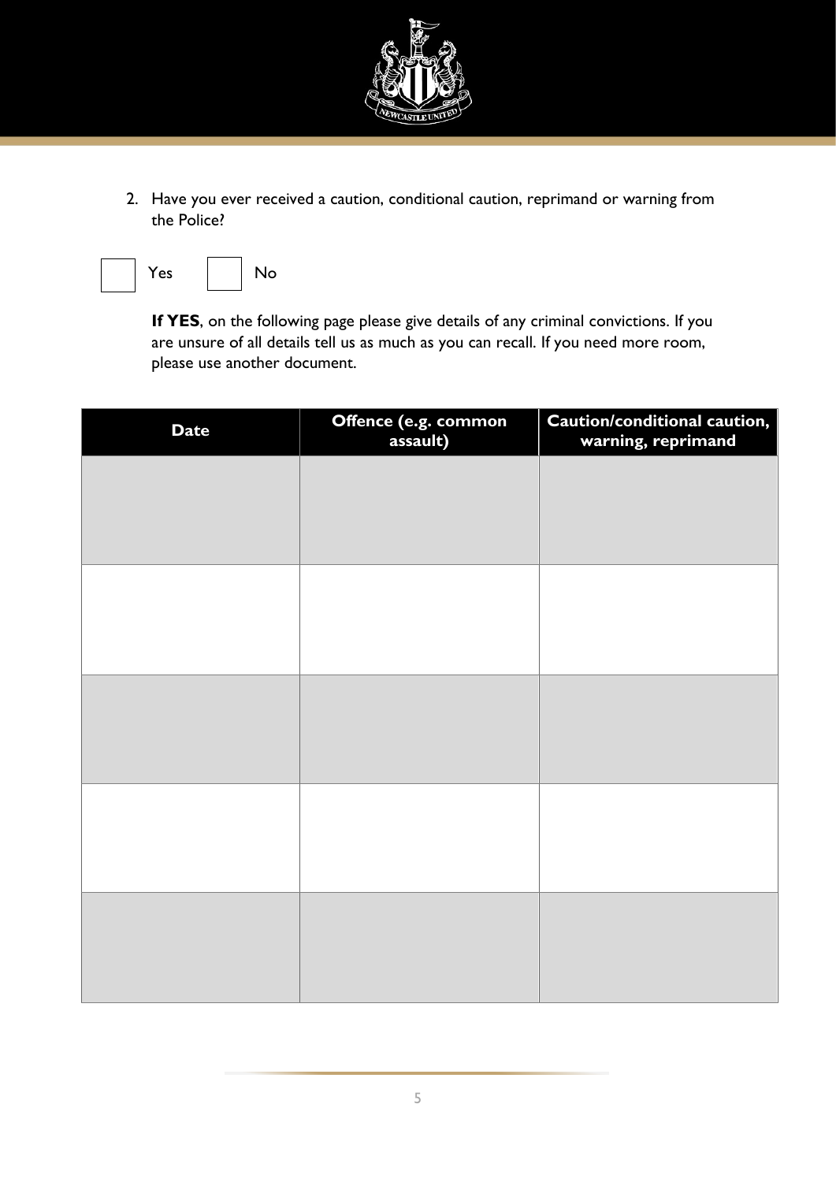2. Have you ever received a caution, conditional caution, reprimand or warning from the Police?

☐ Yes ☐ No

**If YES**, on the following page please give details of any criminal convictions. If you are unsure of all details tell us as much as you can recall. If you need more room, please use another document.

| Date | Offence (e.g. common assault) | Caution/conditional caution, warning, reprimand |
|---|---|---|
| | | |
| | | |
| | | |
| | | |
| | | |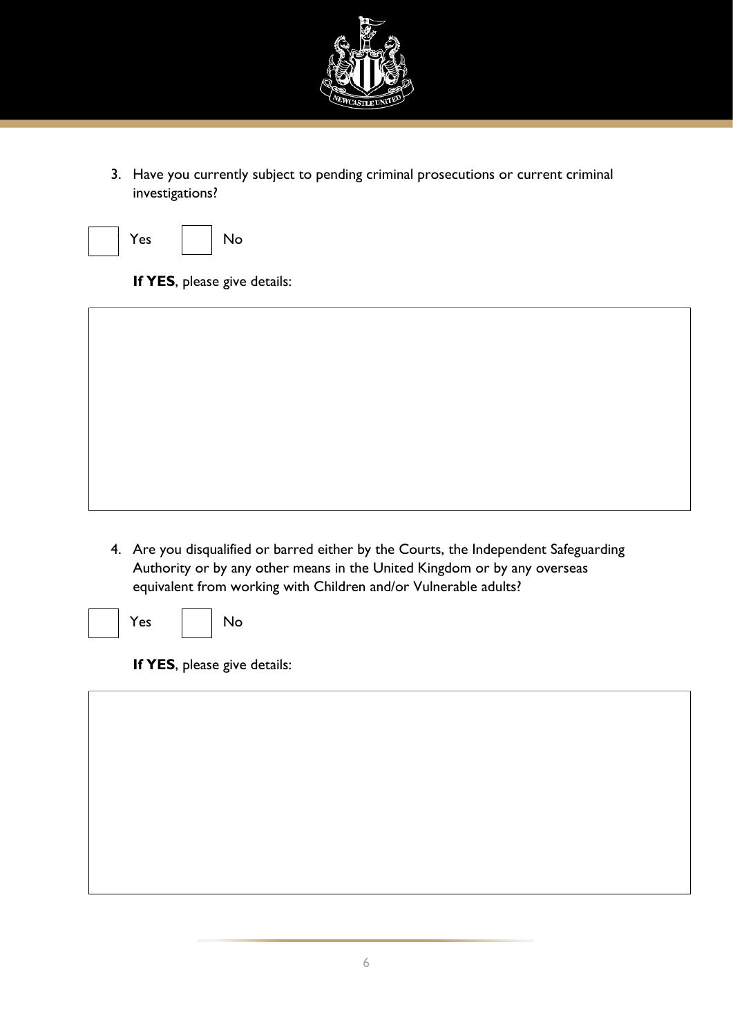3. Have you currently subject to pending criminal prosecutions or current criminal investigations?

☐ Yes ☐ No

**If YES**, please give details:

4. Are you disqualified or barred either by the Courts, the Independent Safeguarding Authority or by any other means in the United Kingdom or by any overseas equivalent from working with Children and/or Vulnerable adults?

☐ Yes ☐ No

**If YES**, please give details: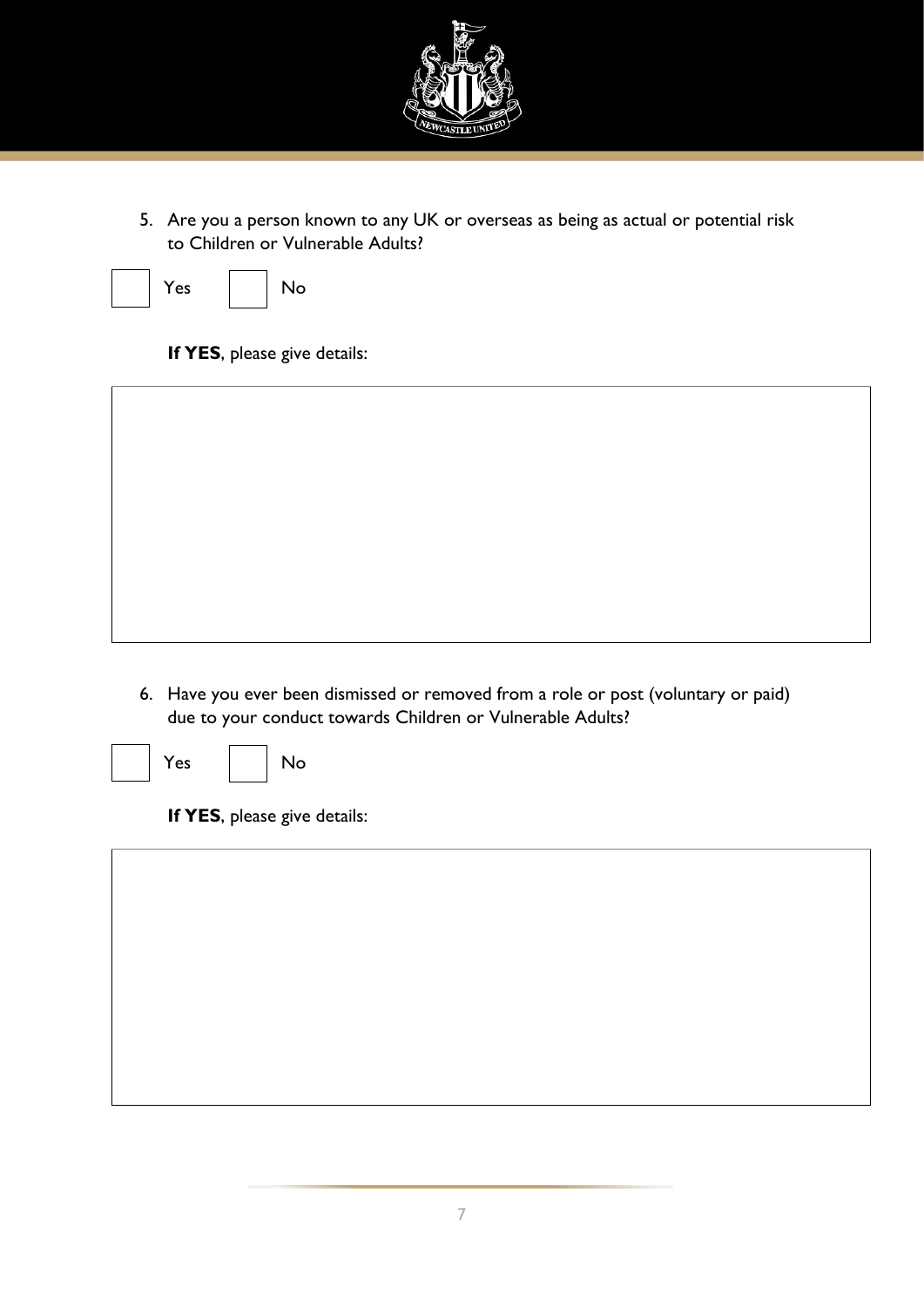5. Are you a person known to any UK or overseas as being as actual or potential risk to Children or Vulnerable Adults?

☐ Yes ☐ No

**If YES**, please give details:

6. Have you ever been dismissed or removed from a role or post (voluntary or paid) due to your conduct towards Children or Vulnerable Adults?

☐ Yes ☐ No

**If YES**, please give details: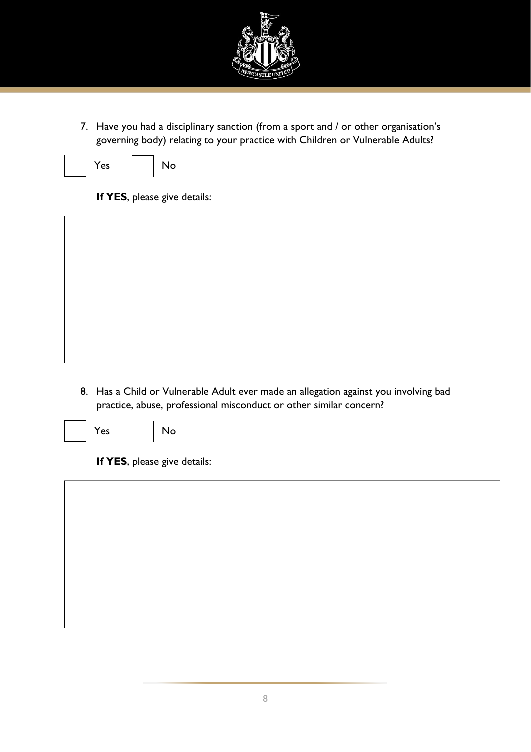7. Have you had a disciplinary sanction (from a sport and / or other organisation's governing body) relating to your practice with Children or Vulnerable Adults?

☐ Yes ☐ No

**If YES**, please give details:

| |
|---|
| |

8. Has a Child or Vulnerable Adult ever made an allegation against you involving bad practice, abuse, professional misconduct or other similar concern?

☐ Yes ☐ No

**If YES**, please give details:

| |
|---|
| |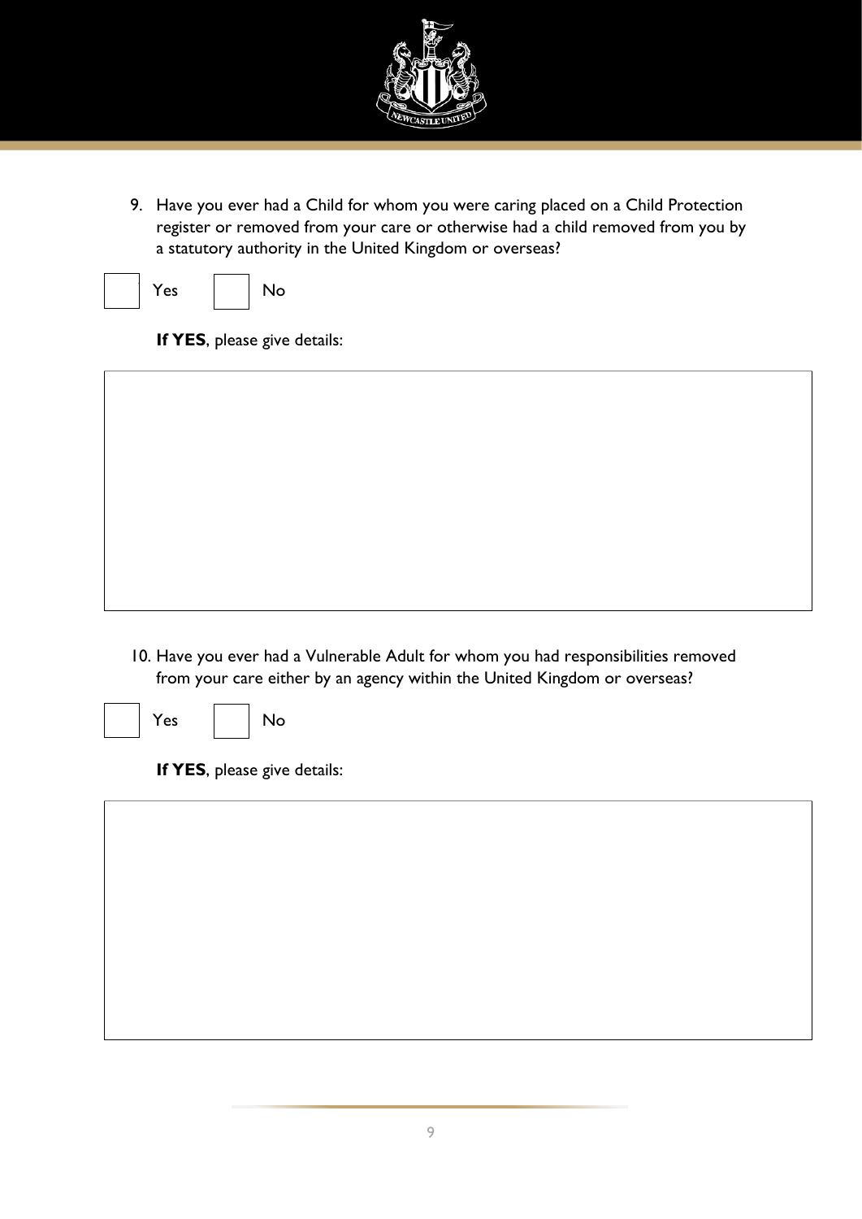9. Have you ever had a Child for whom you were caring placed on a Child Protection register or removed from your care or otherwise had a child removed from you by a statutory authority in the United Kingdom or overseas?

☐ Yes ☐ No

**If YES**, please give details:

| |
|---|
| |

10. Have you ever had a Vulnerable Adult for whom you had responsibilities removed from your care either by an agency within the United Kingdom or overseas?

☐ Yes ☐ No

**If YES**, please give details:

| |
|---|
| |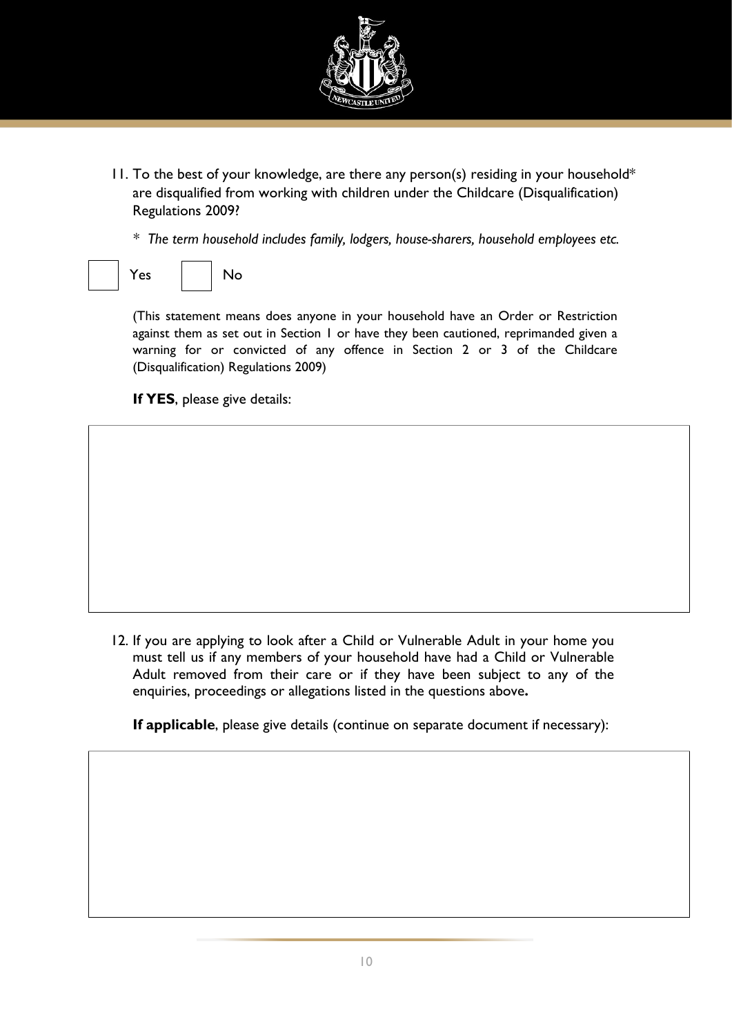11. To the best of your knowledge, are there any person(s) residing in your household* are disqualified from working with children under the Childcare (Disqualification) Regulations 2009?

    * *The term household includes family, lodgers, house-sharers, household employees etc.*

☐ Yes ☐ No

(This statement means does anyone in your household have an Order or Restriction against them as set out in Section 1 or have they been cautioned, reprimanded given a warning for or convicted of any offence in Section 2 or 3 of the Childcare (Disqualification) Regulations 2009)

**If YES**, please give details:

| |
|---|
| |

12. If you are applying to look after a Child or Vulnerable Adult in your home you must tell us if any members of your household have had a Child or Vulnerable Adult removed from their care or if they have been subject to any of the enquiries, proceedings or allegations listed in the questions above**.**

**If applicable**, please give details (continue on separate document if necessary):

| |
|---|
| |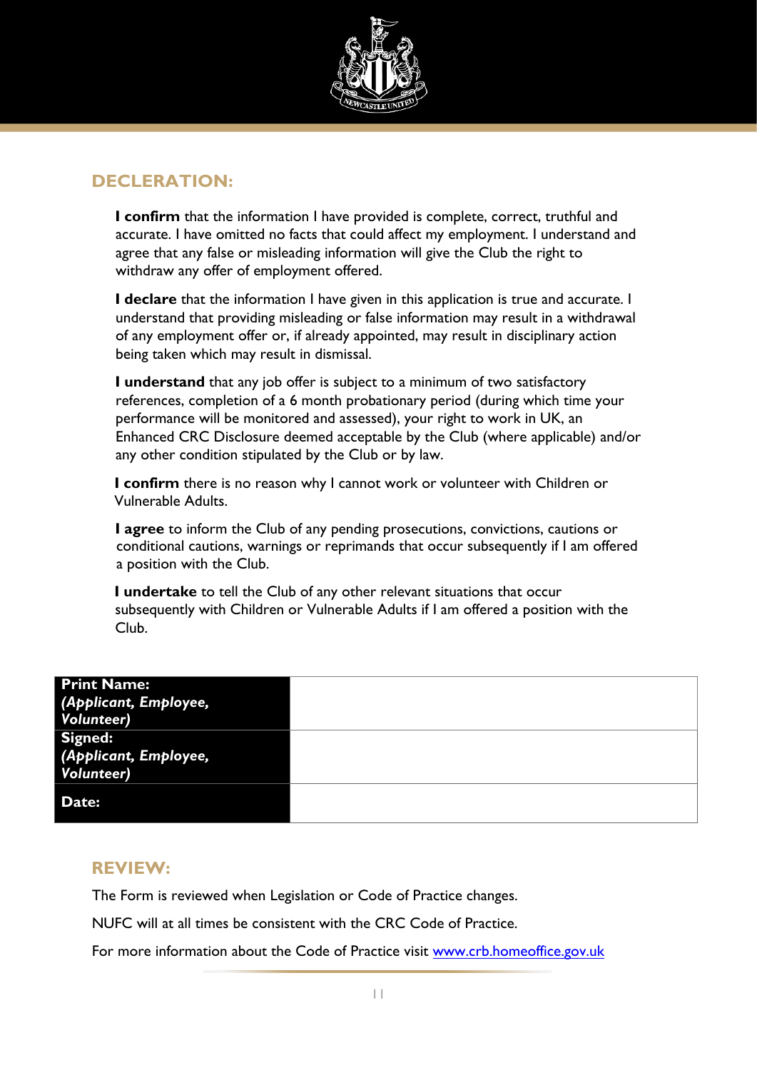## DECLERATION:

**I confirm** that the information I have provided is complete, correct, truthful and accurate. I have omitted no facts that could affect my employment. I understand and agree that any false or misleading information will give the Club the right to withdraw any offer of employment offered.

**I declare** that the information I have given in this application is true and accurate. I understand that providing misleading or false information may result in a withdrawal of any employment offer or, if already appointed, may result in disciplinary action being taken which may result in dismissal.

**I understand** that any job offer is subject to a minimum of two satisfactory references, completion of a 6 month probationary period (during which time your performance will be monitored and assessed), your right to work in UK, an Enhanced CRC Disclosure deemed acceptable by the Club (where applicable) and/or any other condition stipulated by the Club or by law.

**I confirm** there is no reason why I cannot work or volunteer with Children or Vulnerable Adults.

**I agree** to inform the Club of any pending prosecutions, convictions, cautions or conditional cautions, warnings or reprimands that occur subsequently if I am offered a position with the Club.

**I undertake** to tell the Club of any other relevant situations that occur subsequently with Children or Vulnerable Adults if I am offered a position with the Club.

| | |
|---|---|
| **Print Name:** ***(Applicant, Employee, Volunteer)*** | |
| **Signed:** ***(Applicant, Employee, Volunteer)*** | |
| **Date:** | |

## REVIEW:

The Form is reviewed when Legislation or Code of Practice changes.

NUFC will at all times be consistent with the CRC Code of Practice.

For more information about the Code of Practice visit [www.crb.homeoffice.gov.uk](http://www.crb.homeoffice.gov.uk)